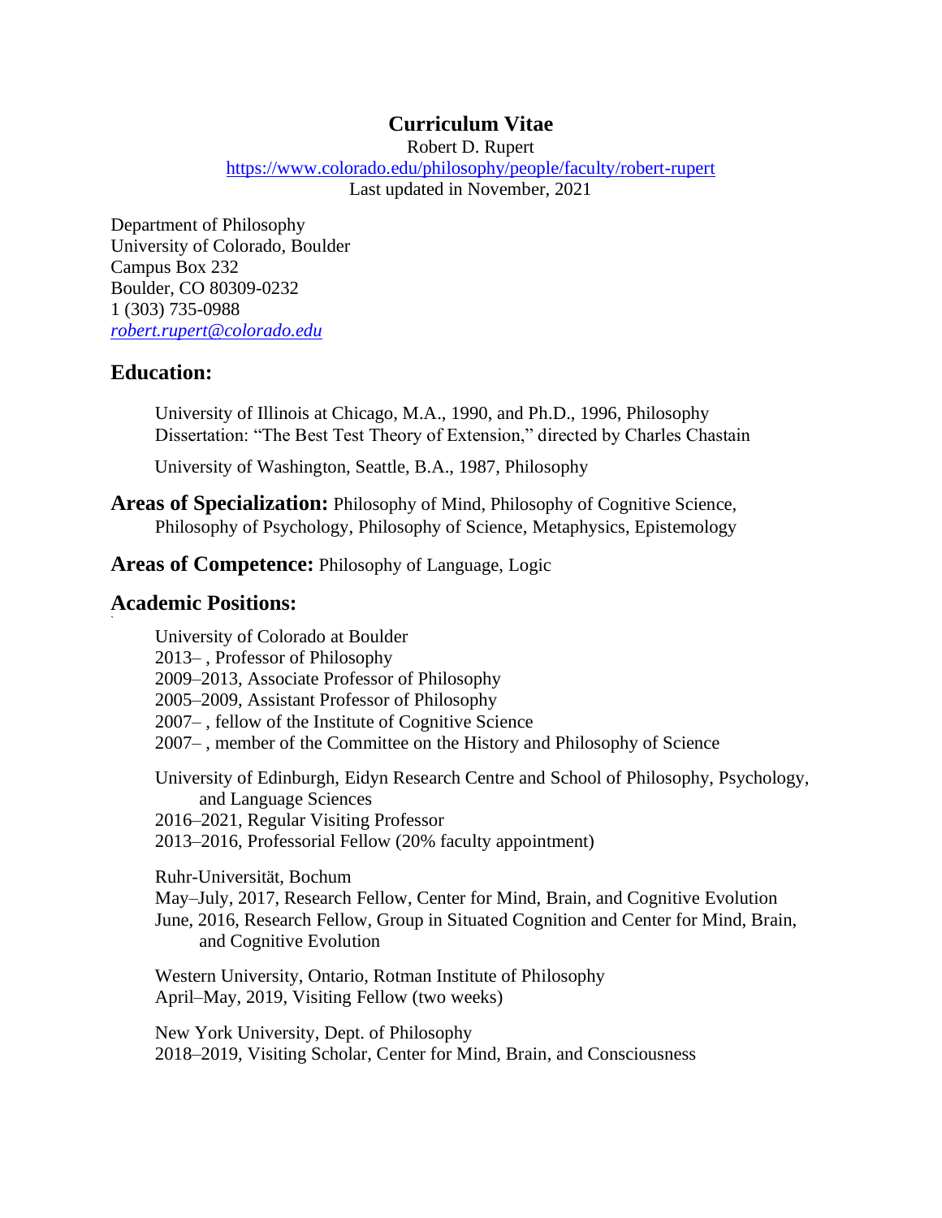# Curriculum Vitae

Robert D. Rupert

https://www.colorado.edu/philosophy/people/faculty/robert-rupert

Last updated in November, 2021

Department of Philosophy
University of Colorado, Boulder
Campus Box 232
Boulder, CO 80309-0232
1 (303) 735-0988
*robert.rupert@colorado.edu*

## Education:

University of Illinois at Chicago, M.A., 1990, and Ph.D., 1996, Philosophy
Dissertation: "The Best Test Theory of Extension," directed by Charles Chastain

University of Washington, Seattle, B.A., 1987, Philosophy

**Areas of Specialization:** Philosophy of Mind, Philosophy of Cognitive Science, Philosophy of Psychology, Philosophy of Science, Metaphysics, Epistemology

**Areas of Competence:** Philosophy of Language, Logic

## Academic Positions:

University of Colorado at Boulder
2013– , Professor of Philosophy
2009–2013, Associate Professor of Philosophy
2005–2009, Assistant Professor of Philosophy
2007– , fellow of the Institute of Cognitive Science
2007– , member of the Committee on the History and Philosophy of Science

University of Edinburgh, Eidyn Research Centre and School of Philosophy, Psychology, and Language Sciences
2016–2021, Regular Visiting Professor
2013–2016, Professorial Fellow (20% faculty appointment)

Ruhr-Universität, Bochum
May–July, 2017, Research Fellow, Center for Mind, Brain, and Cognitive Evolution
June, 2016, Research Fellow, Group in Situated Cognition and Center for Mind, Brain, and Cognitive Evolution

Western University, Ontario, Rotman Institute of Philosophy
April–May, 2019, Visiting Fellow (two weeks)

New York University, Dept. of Philosophy
2018–2019, Visiting Scholar, Center for Mind, Brain, and Consciousness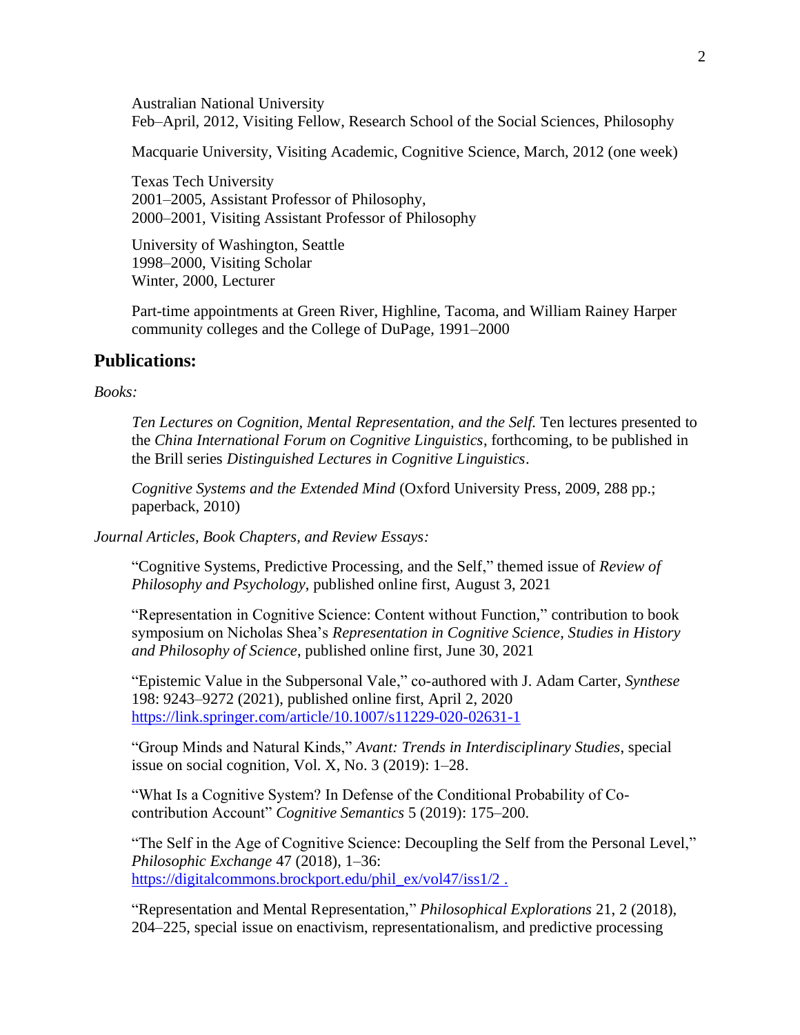Australian National University
Feb–April, 2012, Visiting Fellow, Research School of the Social Sciences, Philosophy

Macquarie University, Visiting Academic, Cognitive Science, March, 2012 (one week)

Texas Tech University
2001–2005, Assistant Professor of Philosophy,
2000–2001, Visiting Assistant Professor of Philosophy

University of Washington, Seattle
1998–2000, Visiting Scholar
Winter, 2000, Lecturer

Part-time appointments at Green River, Highline, Tacoma, and William Rainey Harper community colleges and the College of DuPage, 1991–2000

## Publications:

*Books:*

*Ten Lectures on Cognition, Mental Representation, and the Self.* Ten lectures presented to the *China International Forum on Cognitive Linguistics*, forthcoming, to be published in the Brill series *Distinguished Lectures in Cognitive Linguistics*.

*Cognitive Systems and the Extended Mind* (Oxford University Press, 2009, 288 pp.; paperback, 2010)

*Journal Articles, Book Chapters, and Review Essays:*

"Cognitive Systems, Predictive Processing, and the Self," themed issue of *Review of Philosophy and Psychology*, published online first, August 3, 2021

"Representation in Cognitive Science: Content without Function," contribution to book symposium on Nicholas Shea's *Representation in Cognitive Science*, *Studies in History and Philosophy of Science*, published online first, June 30, 2021

"Epistemic Value in the Subpersonal Vale," co-authored with J. Adam Carter, *Synthese* 198: 9243–9272 (2021), published online first, April 2, 2020
https://link.springer.com/article/10.1007/s11229-020-02631-1

"Group Minds and Natural Kinds," *Avant: Trends in Interdisciplinary Studies*, special issue on social cognition, Vol. X, No. 3 (2019): 1–28.

"What Is a Cognitive System? In Defense of the Conditional Probability of Co-contribution Account" *Cognitive Semantics* 5 (2019): 175–200.

"The Self in the Age of Cognitive Science: Decoupling the Self from the Personal Level," *Philosophic Exchange* 47 (2018), 1–36:
https://digitalcommons.brockport.edu/phil_ex/vol47/iss1/2 .

"Representation and Mental Representation," *Philosophical Explorations* 21, 2 (2018), 204–225, special issue on enactivism, representationalism, and predictive processing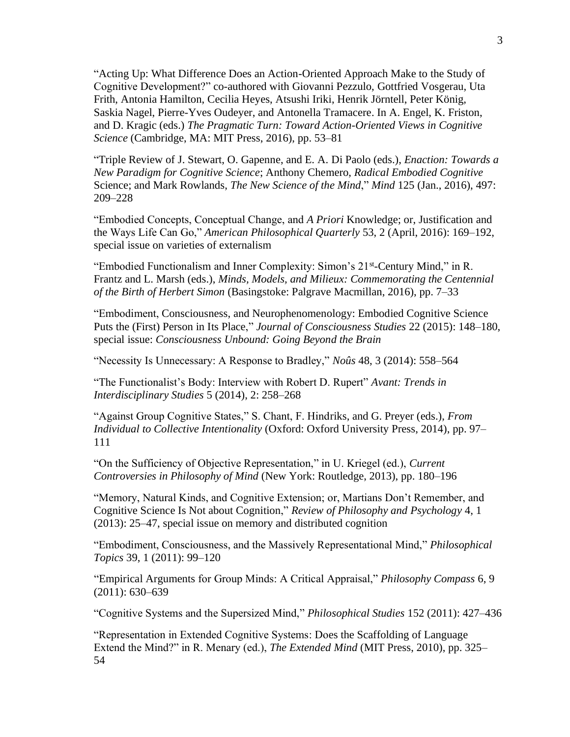"Acting Up: What Difference Does an Action-Oriented Approach Make to the Study of Cognitive Development?" co-authored with Giovanni Pezzulo, Gottfried Vosgerau, Uta Frith, Antonia Hamilton, Cecilia Heyes, Atsushi Iriki, Henrik Jörntell, Peter König, Saskia Nagel, Pierre-Yves Oudeyer, and Antonella Tramacere. In A. Engel, K. Friston, and D. Kragic (eds.) *The Pragmatic Turn: Toward Action-Oriented Views in Cognitive Science* (Cambridge, MA: MIT Press, 2016), pp. 53–81

"Triple Review of J. Stewart, O. Gapenne, and E. A. Di Paolo (eds.), *Enaction: Towards a New Paradigm for Cognitive Science*; Anthony Chemero, *Radical Embodied Cognitive* Science; and Mark Rowlands, *The New Science of the Mind*," *Mind* 125 (Jan., 2016), 497: 209–228

"Embodied Concepts, Conceptual Change, and *A Priori* Knowledge; or, Justification and the Ways Life Can Go," *American Philosophical Quarterly* 53, 2 (April, 2016): 169–192, special issue on varieties of externalism

"Embodied Functionalism and Inner Complexity: Simon's 21st-Century Mind," in R. Frantz and L. Marsh (eds.), *Minds, Models, and Milieux: Commemorating the Centennial of the Birth of Herbert Simon* (Basingstoke: Palgrave Macmillan, 2016), pp. 7–33

"Embodiment, Consciousness, and Neurophenomenology: Embodied Cognitive Science Puts the (First) Person in Its Place," *Journal of Consciousness Studies* 22 (2015): 148–180, special issue: *Consciousness Unbound: Going Beyond the Brain*

"Necessity Is Unnecessary: A Response to Bradley," *Noûs* 48, 3 (2014): 558–564

"The Functionalist's Body: Interview with Robert D. Rupert" *Avant: Trends in Interdisciplinary Studies* 5 (2014), 2: 258–268

"Against Group Cognitive States," S. Chant, F. Hindriks, and G. Preyer (eds.), *From Individual to Collective Intentionality* (Oxford: Oxford University Press, 2014), pp. 97–111

"On the Sufficiency of Objective Representation," in U. Kriegel (ed.), *Current Controversies in Philosophy of Mind* (New York: Routledge, 2013), pp. 180–196

"Memory, Natural Kinds, and Cognitive Extension; or, Martians Don't Remember, and Cognitive Science Is Not about Cognition," *Review of Philosophy and Psychology* 4, 1 (2013): 25–47, special issue on memory and distributed cognition

"Embodiment, Consciousness, and the Massively Representational Mind," *Philosophical Topics* 39, 1 (2011): 99–120

"Empirical Arguments for Group Minds: A Critical Appraisal," *Philosophy Compass* 6, 9 (2011): 630–639

"Cognitive Systems and the Supersized Mind," *Philosophical Studies* 152 (2011): 427–436

"Representation in Extended Cognitive Systems: Does the Scaffolding of Language Extend the Mind?" in R. Menary (ed.), *The Extended Mind* (MIT Press, 2010), pp. 325–54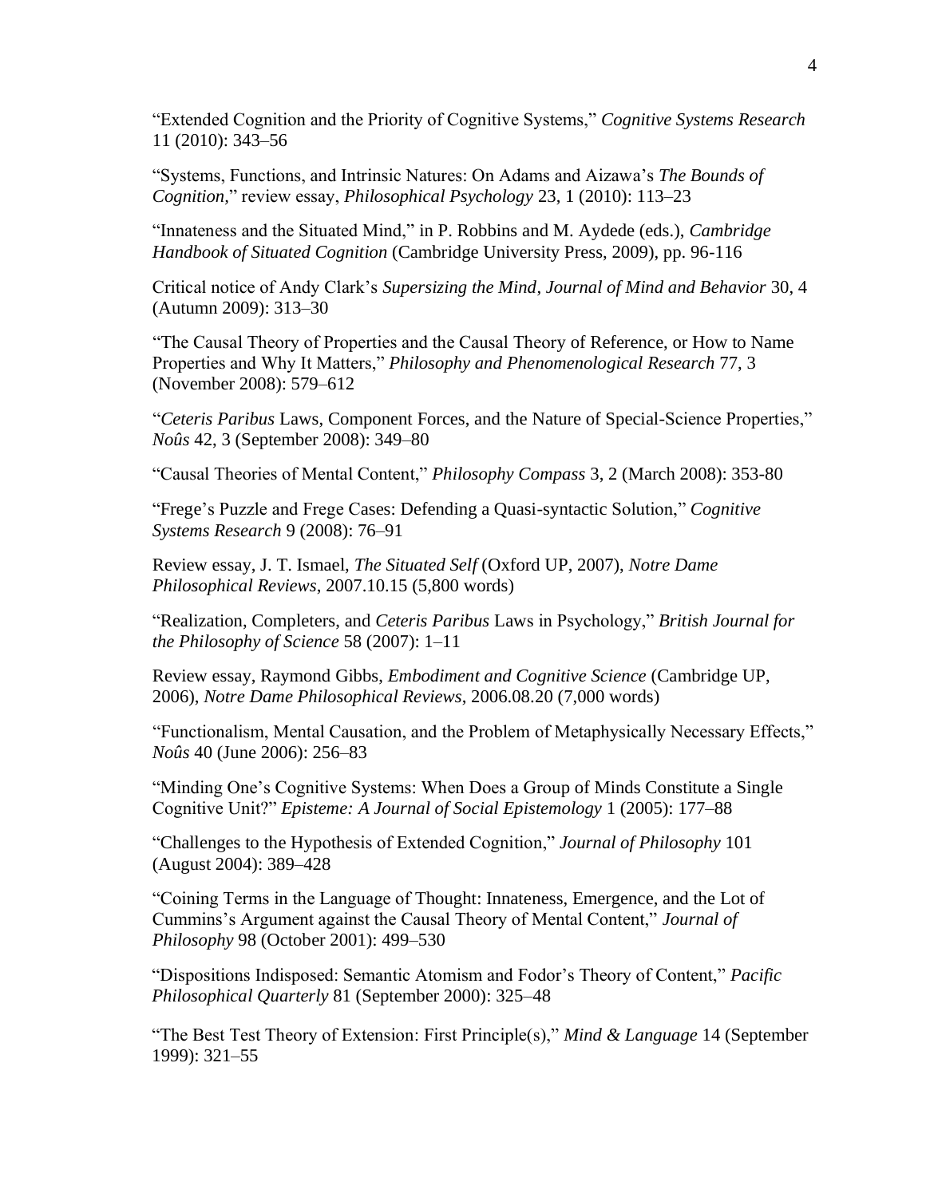"Extended Cognition and the Priority of Cognitive Systems," *Cognitive Systems Research* 11 (2010): 343–56

"Systems, Functions, and Intrinsic Natures: On Adams and Aizawa's *The Bounds of Cognition*," review essay, *Philosophical Psychology* 23, 1 (2010): 113–23

"Innateness and the Situated Mind," in P. Robbins and M. Aydede (eds.), *Cambridge Handbook of Situated Cognition* (Cambridge University Press, 2009), pp. 96-116

Critical notice of Andy Clark's *Supersizing the Mind*, *Journal of Mind and Behavior* 30, 4 (Autumn 2009): 313–30

"The Causal Theory of Properties and the Causal Theory of Reference, or How to Name Properties and Why It Matters," *Philosophy and Phenomenological Research* 77, 3 (November 2008): 579–612

"*Ceteris Paribus* Laws, Component Forces, and the Nature of Special-Science Properties," *Noûs* 42, 3 (September 2008): 349–80

"Causal Theories of Mental Content," *Philosophy Compass* 3, 2 (March 2008): 353-80

"Frege's Puzzle and Frege Cases: Defending a Quasi-syntactic Solution," *Cognitive Systems Research* 9 (2008): 76–91

Review essay, J. T. Ismael, *The Situated Self* (Oxford UP, 2007), *Notre Dame Philosophical Reviews*, 2007.10.15 (5,800 words)

"Realization, Completers, and *Ceteris Paribus* Laws in Psychology," *British Journal for the Philosophy of Science* 58 (2007): 1–11

Review essay, Raymond Gibbs, *Embodiment and Cognitive Science* (Cambridge UP, 2006), *Notre Dame Philosophical Reviews*, 2006.08.20 (7,000 words)

"Functionalism, Mental Causation, and the Problem of Metaphysically Necessary Effects," *Noûs* 40 (June 2006): 256–83

"Minding One's Cognitive Systems: When Does a Group of Minds Constitute a Single Cognitive Unit?" *Episteme: A Journal of Social Epistemology* 1 (2005): 177–88

"Challenges to the Hypothesis of Extended Cognition," *Journal of Philosophy* 101 (August 2004): 389–428

"Coining Terms in the Language of Thought: Innateness, Emergence, and the Lot of Cummins's Argument against the Causal Theory of Mental Content," *Journal of Philosophy* 98 (October 2001): 499–530

"Dispositions Indisposed: Semantic Atomism and Fodor's Theory of Content," *Pacific Philosophical Quarterly* 81 (September 2000): 325–48

"The Best Test Theory of Extension: First Principle(s)," *Mind & Language* 14 (September 1999): 321–55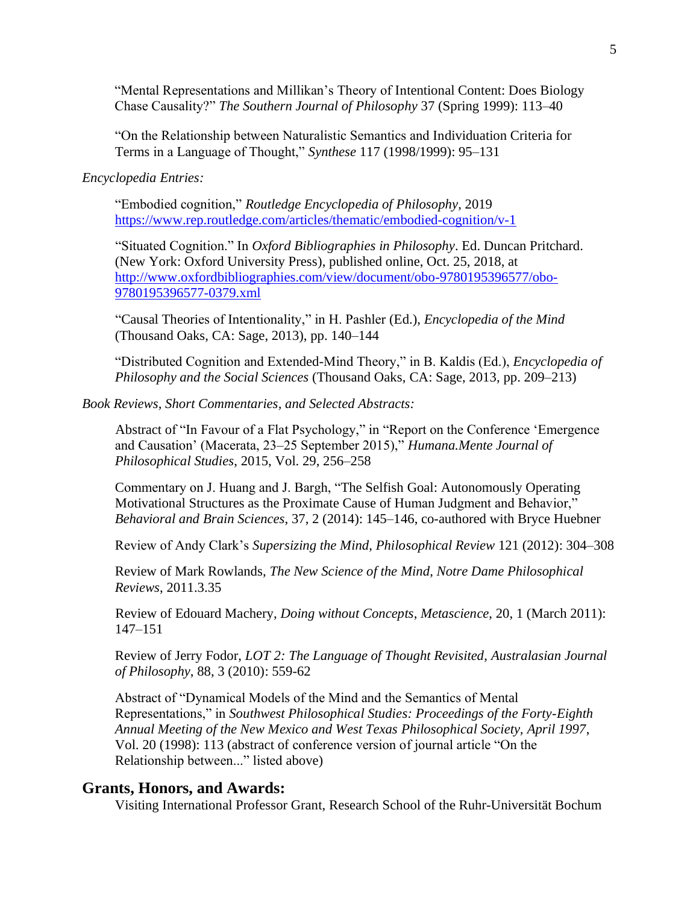"Mental Representations and Millikan's Theory of Intentional Content: Does Biology Chase Causality?" *The Southern Journal of Philosophy* 37 (Spring 1999): 113–40

"On the Relationship between Naturalistic Semantics and Individuation Criteria for Terms in a Language of Thought," *Synthese* 117 (1998/1999): 95–131

*Encyclopedia Entries:*

"Embodied cognition," *Routledge Encyclopedia of Philosophy*, 2019 [https://www.rep.routledge.com/articles/thematic/embodied-cognition/v-1](https://www.rep.routledge.com/articles/thematic/embodied-cognition/v-1)

"Situated Cognition." In *Oxford Bibliographies in Philosophy*. Ed. Duncan Pritchard. (New York: Oxford University Press), published online, Oct. 25, 2018, at [http://www.oxfordbibliographies.com/view/document/obo-9780195396577/obo-9780195396577-0379.xml](http://www.oxfordbibliographies.com/view/document/obo-9780195396577/obo-9780195396577-0379.xml)

"Causal Theories of Intentionality," in H. Pashler (Ed.), *Encyclopedia of the Mind* (Thousand Oaks, CA: Sage, 2013), pp. 140–144

"Distributed Cognition and Extended-Mind Theory," in B. Kaldis (Ed.), *Encyclopedia of Philosophy and the Social Sciences* (Thousand Oaks, CA: Sage, 2013, pp. 209–213)

*Book Reviews, Short Commentaries, and Selected Abstracts:*

Abstract of "In Favour of a Flat Psychology," in "Report on the Conference 'Emergence and Causation' (Macerata, 23–25 September 2015)," *Humana.Mente Journal of Philosophical Studies*, 2015, Vol. 29, 256–258

Commentary on J. Huang and J. Bargh, "The Selfish Goal: Autonomously Operating Motivational Structures as the Proximate Cause of Human Judgment and Behavior," *Behavioral and Brain Sciences*, 37, 2 (2014): 145–146, co-authored with Bryce Huebner

Review of Andy Clark's *Supersizing the Mind*, *Philosophical Review* 121 (2012): 304–308

Review of Mark Rowlands, *The New Science of the Mind*, *Notre Dame Philosophical Reviews*, 2011.3.35

Review of Edouard Machery, *Doing without Concepts*, *Metascience*, 20, 1 (March 2011): 147–151

Review of Jerry Fodor, *LOT 2: The Language of Thought Revisited*, *Australasian Journal of Philosophy*, 88, 3 (2010): 559-62

Abstract of "Dynamical Models of the Mind and the Semantics of Mental Representations," in *Southwest Philosophical Studies: Proceedings of the Forty-Eighth Annual Meeting of the New Mexico and West Texas Philosophical Society, April 1997*, Vol. 20 (1998): 113 (abstract of conference version of journal article "On the Relationship between..." listed above)

## Grants, Honors, and Awards:

Visiting International Professor Grant, Research School of the Ruhr-Universität Bochum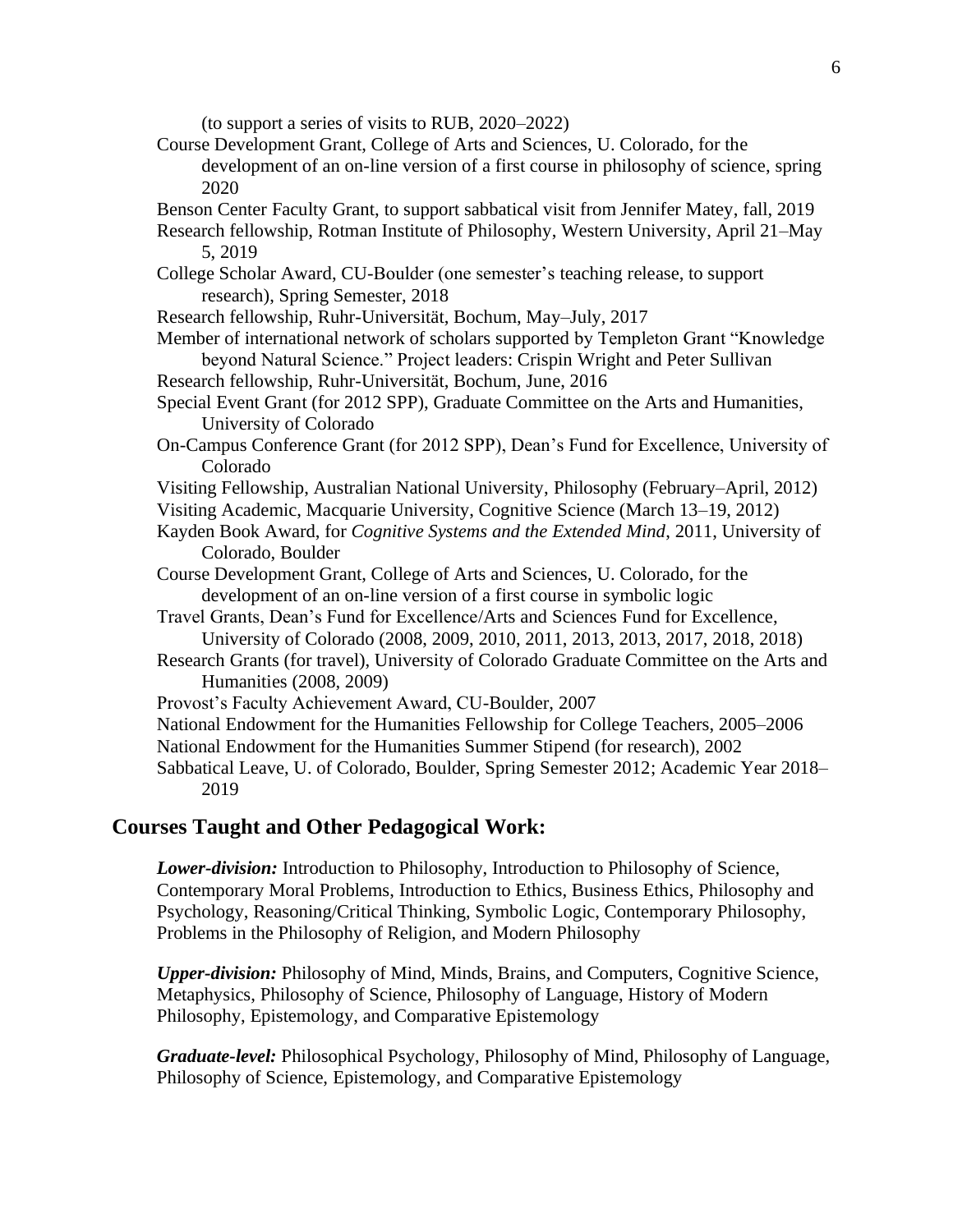(to support a series of visits to RUB, 2020–2022)

Course Development Grant, College of Arts and Sciences, U. Colorado, for the development of an on-line version of a first course in philosophy of science, spring 2020

Benson Center Faculty Grant, to support sabbatical visit from Jennifer Matey, fall, 2019

Research fellowship, Rotman Institute of Philosophy, Western University, April 21–May 5, 2019

College Scholar Award, CU-Boulder (one semester's teaching release, to support research), Spring Semester, 2018

Research fellowship, Ruhr-Universität, Bochum, May–July, 2017

Member of international network of scholars supported by Templeton Grant "Knowledge beyond Natural Science." Project leaders: Crispin Wright and Peter Sullivan

Research fellowship, Ruhr-Universität, Bochum, June, 2016

Special Event Grant (for 2012 SPP), Graduate Committee on the Arts and Humanities, University of Colorado

On-Campus Conference Grant (for 2012 SPP), Dean's Fund for Excellence, University of Colorado

Visiting Fellowship, Australian National University, Philosophy (February–April, 2012)

Visiting Academic, Macquarie University, Cognitive Science (March 13–19, 2012)

Kayden Book Award, for *Cognitive Systems and the Extended Mind*, 2011, University of Colorado, Boulder

Course Development Grant, College of Arts and Sciences, U. Colorado, for the development of an on-line version of a first course in symbolic logic

Travel Grants, Dean's Fund for Excellence/Arts and Sciences Fund for Excellence, University of Colorado (2008, 2009, 2010, 2011, 2013, 2013, 2017, 2018, 2018)

Research Grants (for travel), University of Colorado Graduate Committee on the Arts and Humanities (2008, 2009)

Provost's Faculty Achievement Award, CU-Boulder, 2007

National Endowment for the Humanities Fellowship for College Teachers, 2005–2006

National Endowment for the Humanities Summer Stipend (for research), 2002

Sabbatical Leave, U. of Colorado, Boulder, Spring Semester 2012; Academic Year 2018–2019

## Courses Taught and Other Pedagogical Work:

***Lower-division:*** Introduction to Philosophy, Introduction to Philosophy of Science, Contemporary Moral Problems, Introduction to Ethics, Business Ethics, Philosophy and Psychology, Reasoning/Critical Thinking, Symbolic Logic, Contemporary Philosophy, Problems in the Philosophy of Religion, and Modern Philosophy

***Upper-division:*** Philosophy of Mind, Minds, Brains, and Computers, Cognitive Science, Metaphysics, Philosophy of Science, Philosophy of Language, History of Modern Philosophy, Epistemology, and Comparative Epistemology

***Graduate-level:*** Philosophical Psychology, Philosophy of Mind, Philosophy of Language, Philosophy of Science, Epistemology, and Comparative Epistemology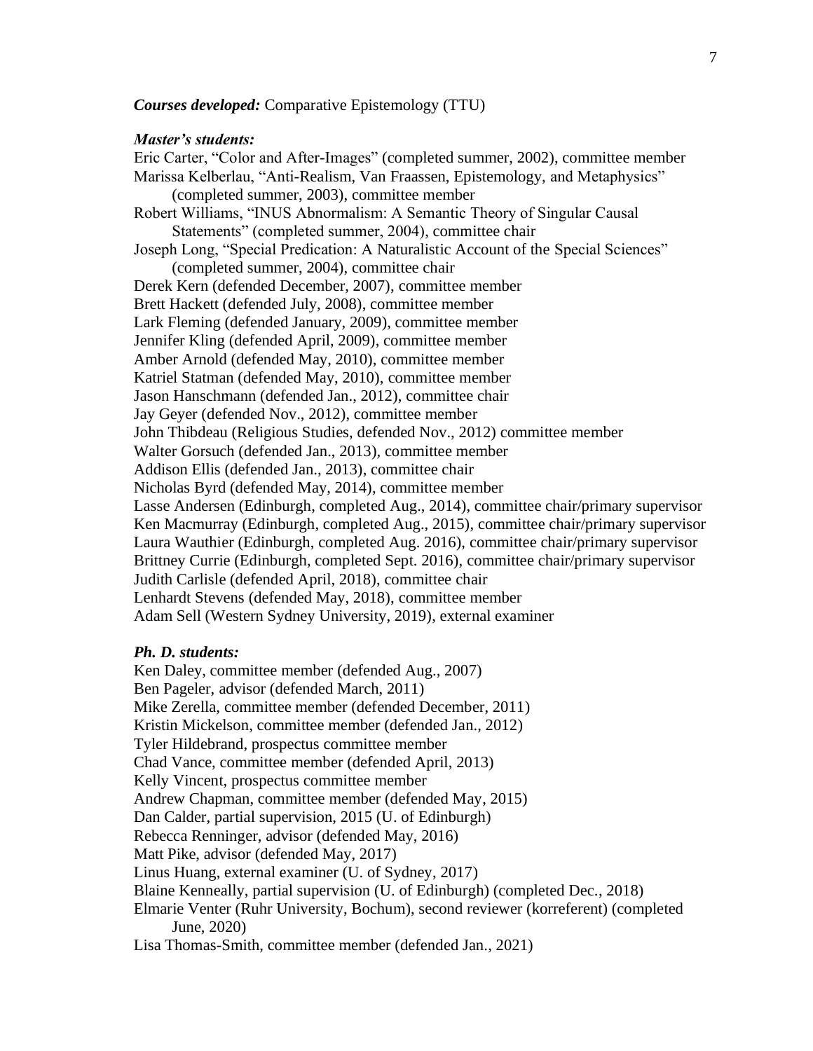***Courses developed:*** Comparative Epistemology (TTU)

***Master's students:***

Eric Carter, "Color and After-Images" (completed summer, 2002), committee member
Marissa Kelberlau, "Anti-Realism, Van Fraassen, Epistemology, and Metaphysics" (completed summer, 2003), committee member
Robert Williams, "INUS Abnormalism: A Semantic Theory of Singular Causal Statements" (completed summer, 2004), committee chair
Joseph Long, "Special Predication: A Naturalistic Account of the Special Sciences" (completed summer, 2004), committee chair
Derek Kern (defended December, 2007), committee member
Brett Hackett (defended July, 2008), committee member
Lark Fleming (defended January, 2009), committee member
Jennifer Kling (defended April, 2009), committee member
Amber Arnold (defended May, 2010), committee member
Katriel Statman (defended May, 2010), committee member
Jason Hanschmann (defended Jan., 2012), committee chair
Jay Geyer (defended Nov., 2012), committee member
John Thibdeau (Religious Studies, defended Nov., 2012) committee member
Walter Gorsuch (defended Jan., 2013), committee member
Addison Ellis (defended Jan., 2013), committee chair
Nicholas Byrd (defended May, 2014), committee member
Lasse Andersen (Edinburgh, completed Aug., 2014), committee chair/primary supervisor
Ken Macmurray (Edinburgh, completed Aug., 2015), committee chair/primary supervisor
Laura Wauthier (Edinburgh, completed Aug. 2016), committee chair/primary supervisor
Brittney Currie (Edinburgh, completed Sept. 2016), committee chair/primary supervisor
Judith Carlisle (defended April, 2018), committee chair
Lenhardt Stevens (defended May, 2018), committee member
Adam Sell (Western Sydney University, 2019), external examiner

***Ph. D. students:***

Ken Daley, committee member (defended Aug., 2007)
Ben Pageler, advisor (defended March, 2011)
Mike Zerella, committee member (defended December, 2011)
Kristin Mickelson, committee member (defended Jan., 2012)
Tyler Hildebrand, prospectus committee member
Chad Vance, committee member (defended April, 2013)
Kelly Vincent, prospectus committee member
Andrew Chapman, committee member (defended May, 2015)
Dan Calder, partial supervision, 2015 (U. of Edinburgh)
Rebecca Renninger, advisor (defended May, 2016)
Matt Pike, advisor (defended May, 2017)
Linus Huang, external examiner (U. of Sydney, 2017)
Blaine Kenneally, partial supervision (U. of Edinburgh) (completed Dec., 2018)
Elmarie Venter (Ruhr University, Bochum), second reviewer (korreferent) (completed June, 2020)
Lisa Thomas-Smith, committee member (defended Jan., 2021)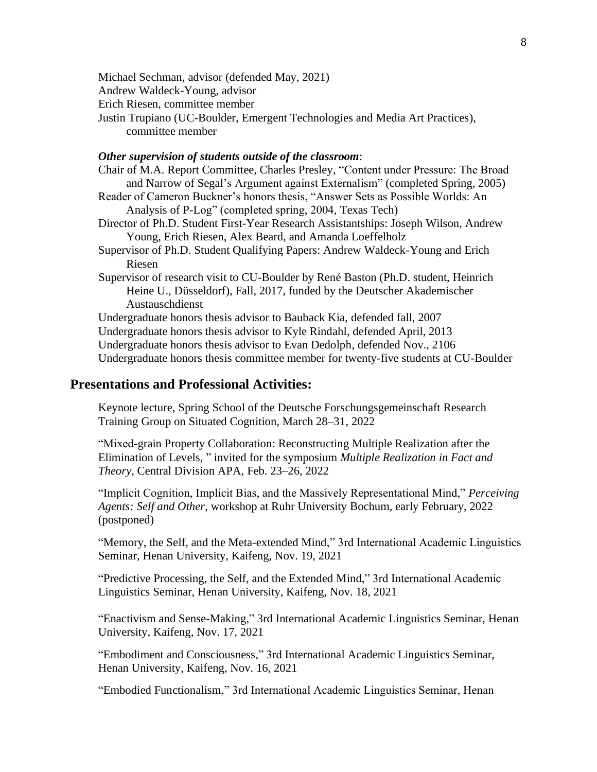Michael Sechman, advisor (defended May, 2021)
Andrew Waldeck-Young, advisor
Erich Riesen, committee member
Justin Trupiano (UC-Boulder, Emergent Technologies and Media Art Practices), committee member

***Other supervision of students outside of the classroom***:

Chair of M.A. Report Committee, Charles Presley, "Content under Pressure: The Broad and Narrow of Segal's Argument against Externalism" (completed Spring, 2005)
Reader of Cameron Buckner's honors thesis, "Answer Sets as Possible Worlds: An Analysis of P-Log" (completed spring, 2004, Texas Tech)
Director of Ph.D. Student First-Year Research Assistantships: Joseph Wilson, Andrew Young, Erich Riesen, Alex Beard, and Amanda Loeffelholz
Supervisor of Ph.D. Student Qualifying Papers: Andrew Waldeck-Young and Erich Riesen
Supervisor of research visit to CU-Boulder by René Baston (Ph.D. student, Heinrich Heine U., Düsseldorf), Fall, 2017, funded by the Deutscher Akademischer Austauschdienst
Undergraduate honors thesis advisor to Bauback Kia, defended fall, 2007
Undergraduate honors thesis advisor to Kyle Rindahl, defended April, 2013
Undergraduate honors thesis advisor to Evan Dedolph, defended Nov., 2106
Undergraduate honors thesis committee member for twenty-five students at CU-Boulder

## Presentations and Professional Activities:

Keynote lecture, Spring School of the Deutsche Forschungsgemeinschaft Research Training Group on Situated Cognition, March 28–31, 2022

"Mixed-grain Property Collaboration: Reconstructing Multiple Realization after the Elimination of Levels, " invited for the symposium *Multiple Realization in Fact and Theory*, Central Division APA, Feb. 23–26, 2022

"Implicit Cognition, Implicit Bias, and the Massively Representational Mind," *Perceiving Agents: Self and Other*, workshop at Ruhr University Bochum, early February, 2022 (postponed)

"Memory, the Self, and the Meta-extended Mind," 3rd International Academic Linguistics Seminar, Henan University, Kaifeng, Nov. 19, 2021

"Predictive Processing, the Self, and the Extended Mind," 3rd International Academic Linguistics Seminar, Henan University, Kaifeng, Nov. 18, 2021

"Enactivism and Sense-Making," 3rd International Academic Linguistics Seminar, Henan University, Kaifeng, Nov. 17, 2021

"Embodiment and Consciousness," 3rd International Academic Linguistics Seminar, Henan University, Kaifeng, Nov. 16, 2021

"Embodied Functionalism," 3rd International Academic Linguistics Seminar, Henan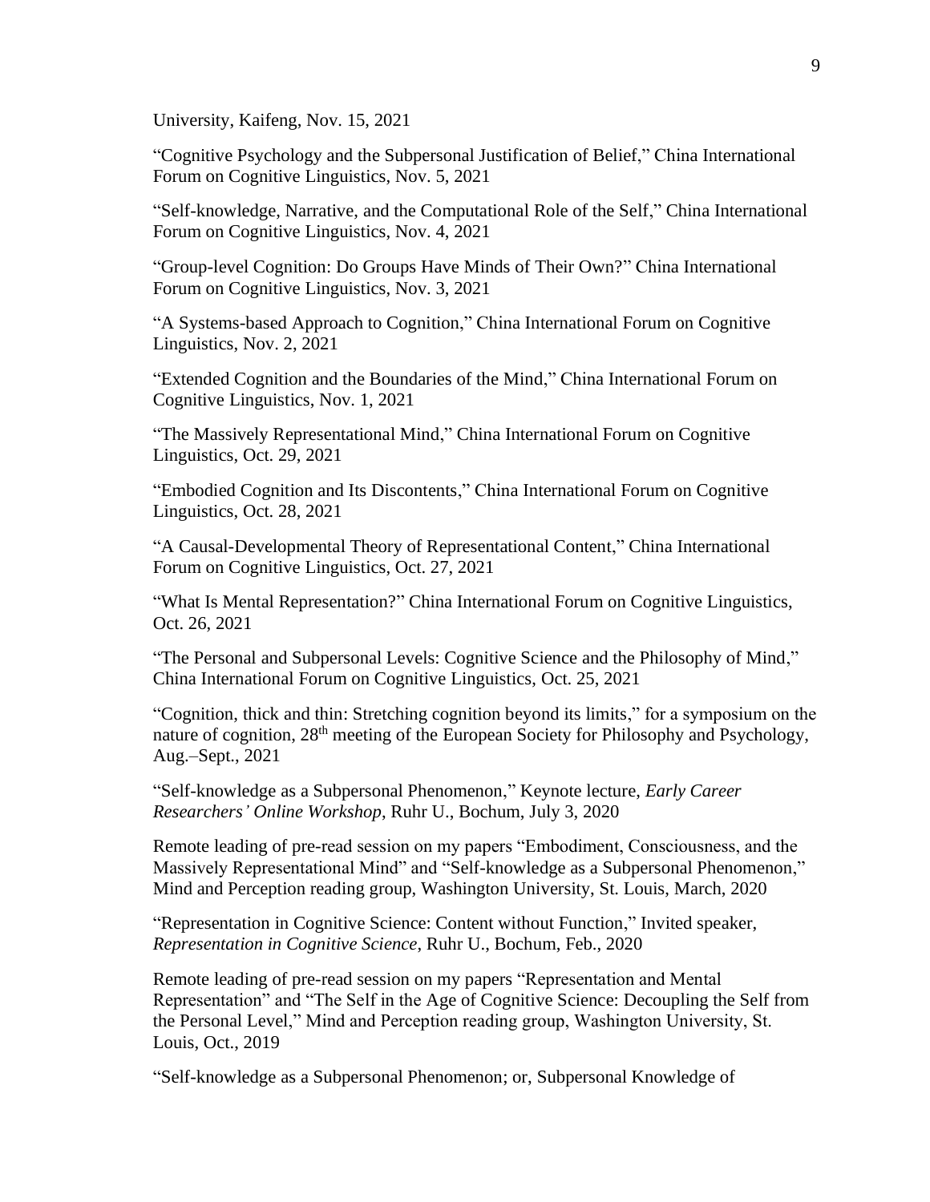University, Kaifeng, Nov. 15, 2021

"Cognitive Psychology and the Subpersonal Justification of Belief," China International Forum on Cognitive Linguistics, Nov. 5, 2021

"Self-knowledge, Narrative, and the Computational Role of the Self," China International Forum on Cognitive Linguistics, Nov. 4, 2021

"Group-level Cognition: Do Groups Have Minds of Their Own?" China International Forum on Cognitive Linguistics, Nov. 3, 2021

"A Systems-based Approach to Cognition," China International Forum on Cognitive Linguistics, Nov. 2, 2021

"Extended Cognition and the Boundaries of the Mind," China International Forum on Cognitive Linguistics, Nov. 1, 2021

"The Massively Representational Mind," China International Forum on Cognitive Linguistics, Oct. 29, 2021

"Embodied Cognition and Its Discontents," China International Forum on Cognitive Linguistics, Oct. 28, 2021

"A Causal-Developmental Theory of Representational Content," China International Forum on Cognitive Linguistics, Oct. 27, 2021

"What Is Mental Representation?" China International Forum on Cognitive Linguistics, Oct. 26, 2021

"The Personal and Subpersonal Levels: Cognitive Science and the Philosophy of Mind," China International Forum on Cognitive Linguistics, Oct. 25, 2021

"Cognition, thick and thin: Stretching cognition beyond its limits," for a symposium on the nature of cognition, 28th meeting of the European Society for Philosophy and Psychology, Aug.–Sept., 2021

"Self-knowledge as a Subpersonal Phenomenon," Keynote lecture, *Early Career Researchers' Online Workshop*, Ruhr U., Bochum, July 3, 2020

Remote leading of pre-read session on my papers "Embodiment, Consciousness, and the Massively Representational Mind" and "Self-knowledge as a Subpersonal Phenomenon," Mind and Perception reading group, Washington University, St. Louis, March, 2020

"Representation in Cognitive Science: Content without Function," Invited speaker, *Representation in Cognitive Science*, Ruhr U., Bochum, Feb., 2020

Remote leading of pre-read session on my papers "Representation and Mental Representation" and "The Self in the Age of Cognitive Science: Decoupling the Self from the Personal Level," Mind and Perception reading group, Washington University, St. Louis, Oct., 2019

"Self-knowledge as a Subpersonal Phenomenon; or, Subpersonal Knowledge of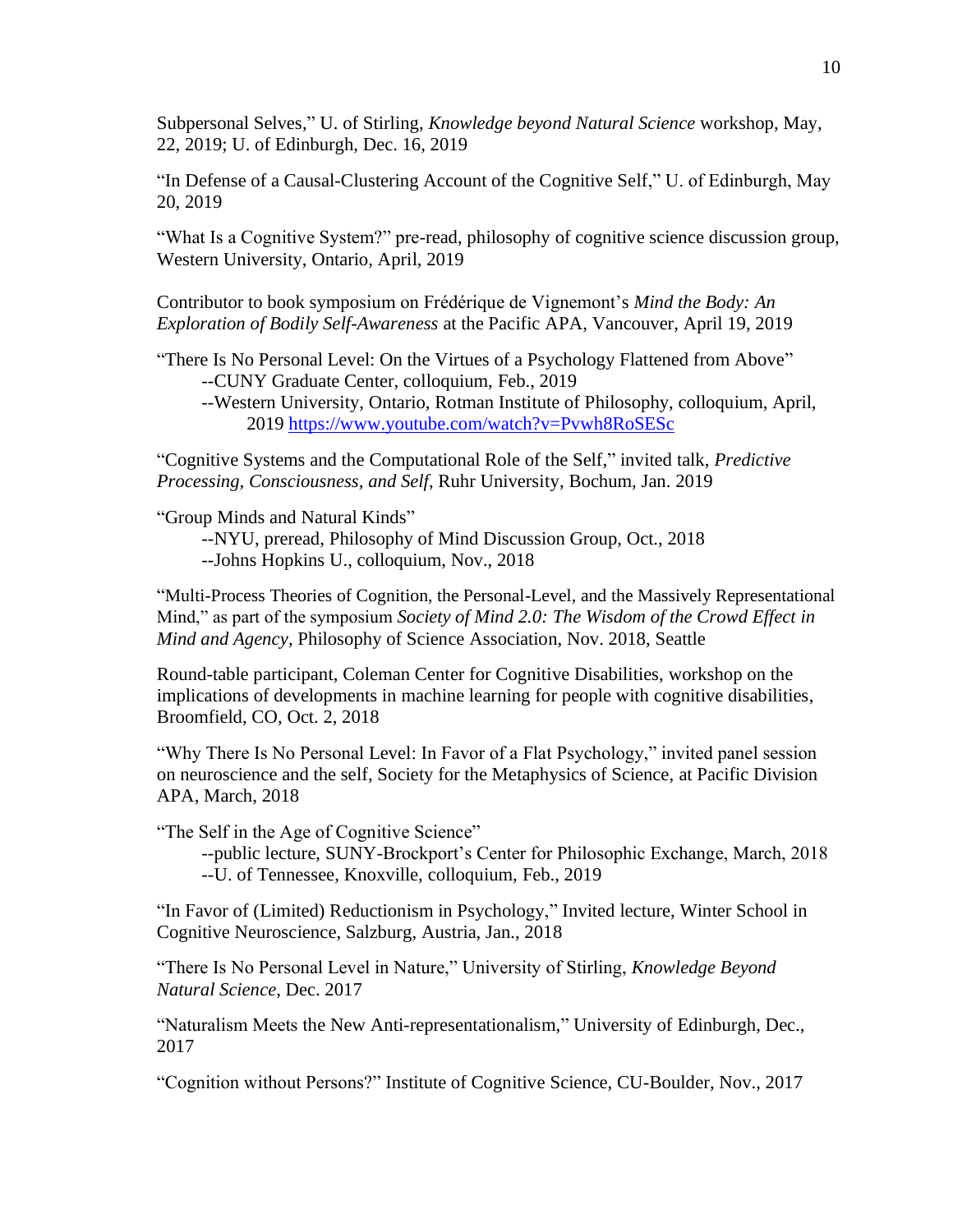Subpersonal Selves," U. of Stirling, *Knowledge beyond Natural Science* workshop, May, 22, 2019; U. of Edinburgh, Dec. 16, 2019

"In Defense of a Causal-Clustering Account of the Cognitive Self," U. of Edinburgh, May 20, 2019

"What Is a Cognitive System?" pre-read, philosophy of cognitive science discussion group, Western University, Ontario, April, 2019

Contributor to book symposium on Frédérique de Vignemont's *Mind the Body: An Exploration of Bodily Self-Awareness* at the Pacific APA, Vancouver, April 19, 2019

"There Is No Personal Level: On the Virtues of a Psychology Flattened from Above"
- --CUNY Graduate Center, colloquium, Feb., 2019
- --Western University, Ontario, Rotman Institute of Philosophy, colloquium, April, 2019 https://www.youtube.com/watch?v=Pvwh8RoSESc

"Cognitive Systems and the Computational Role of the Self," invited talk, *Predictive Processing, Consciousness, and Self*, Ruhr University, Bochum, Jan. 2019

"Group Minds and Natural Kinds"
- --NYU, preread, Philosophy of Mind Discussion Group, Oct., 2018
- --Johns Hopkins U., colloquium, Nov., 2018

"Multi-Process Theories of Cognition, the Personal-Level, and the Massively Representational Mind," as part of the symposium *Society of Mind 2.0: The Wisdom of the Crowd Effect in Mind and Agency*, Philosophy of Science Association, Nov. 2018, Seattle

Round-table participant, Coleman Center for Cognitive Disabilities, workshop on the implications of developments in machine learning for people with cognitive disabilities, Broomfield, CO, Oct. 2, 2018

"Why There Is No Personal Level: In Favor of a Flat Psychology," invited panel session on neuroscience and the self, Society for the Metaphysics of Science, at Pacific Division APA, March, 2018

"The Self in the Age of Cognitive Science"
- --public lecture, SUNY-Brockport's Center for Philosophic Exchange, March, 2018
- --U. of Tennessee, Knoxville, colloquium, Feb., 2019

"In Favor of (Limited) Reductionism in Psychology," Invited lecture, Winter School in Cognitive Neuroscience, Salzburg, Austria, Jan., 2018

"There Is No Personal Level in Nature," University of Stirling, *Knowledge Beyond Natural Science*, Dec. 2017

"Naturalism Meets the New Anti-representationalism," University of Edinburgh, Dec., 2017

"Cognition without Persons?" Institute of Cognitive Science, CU-Boulder, Nov., 2017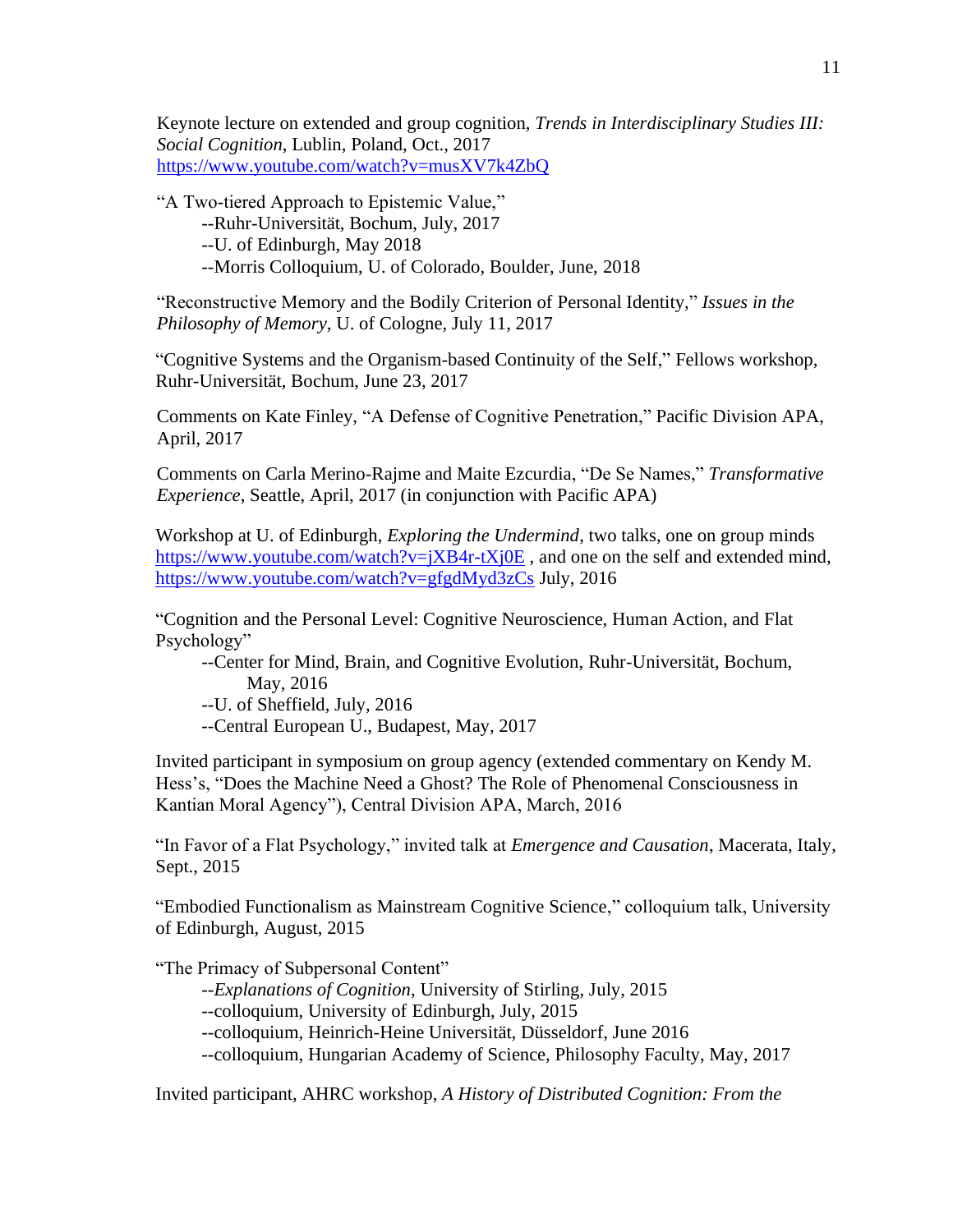Keynote lecture on extended and group cognition, *Trends in Interdisciplinary Studies III: Social Cognition*, Lublin, Poland, Oct., 2017
https://www.youtube.com/watch?v=musXV7k4ZbQ

"A Two-tiered Approach to Epistemic Value,"
--Ruhr-Universität, Bochum, July, 2017
--U. of Edinburgh, May 2018
--Morris Colloquium, U. of Colorado, Boulder, June, 2018

"Reconstructive Memory and the Bodily Criterion of Personal Identity," *Issues in the Philosophy of Memory*, U. of Cologne, July 11, 2017

"Cognitive Systems and the Organism-based Continuity of the Self," Fellows workshop, Ruhr-Universität, Bochum, June 23, 2017

Comments on Kate Finley, "A Defense of Cognitive Penetration," Pacific Division APA, April, 2017

Comments on Carla Merino-Rajme and Maite Ezcurdia, "De Se Names," *Transformative Experience*, Seattle, April, 2017 (in conjunction with Pacific APA)

Workshop at U. of Edinburgh, *Exploring the Undermind*, two talks, one on group minds https://www.youtube.com/watch?v=jXB4r-tXj0E , and one on the self and extended mind, https://www.youtube.com/watch?v=gfgdMyd3zCs July, 2016

"Cognition and the Personal Level: Cognitive Neuroscience, Human Action, and Flat Psychology"
--Center for Mind, Brain, and Cognitive Evolution, Ruhr-Universität, Bochum, May, 2016
--U. of Sheffield, July, 2016
--Central European U., Budapest, May, 2017

Invited participant in symposium on group agency (extended commentary on Kendy M. Hess's, "Does the Machine Need a Ghost? The Role of Phenomenal Consciousness in Kantian Moral Agency"), Central Division APA, March, 2016

"In Favor of a Flat Psychology," invited talk at *Emergence and Causation*, Macerata, Italy, Sept., 2015

"Embodied Functionalism as Mainstream Cognitive Science," colloquium talk, University of Edinburgh, August, 2015

"The Primacy of Subpersonal Content"
--*Explanations of Cognition*, University of Stirling, July, 2015
--colloquium, University of Edinburgh, July, 2015
--colloquium, Heinrich-Heine Universität, Düsseldorf, June 2016
--colloquium, Hungarian Academy of Science, Philosophy Faculty, May, 2017

Invited participant, AHRC workshop, *A History of Distributed Cognition: From the*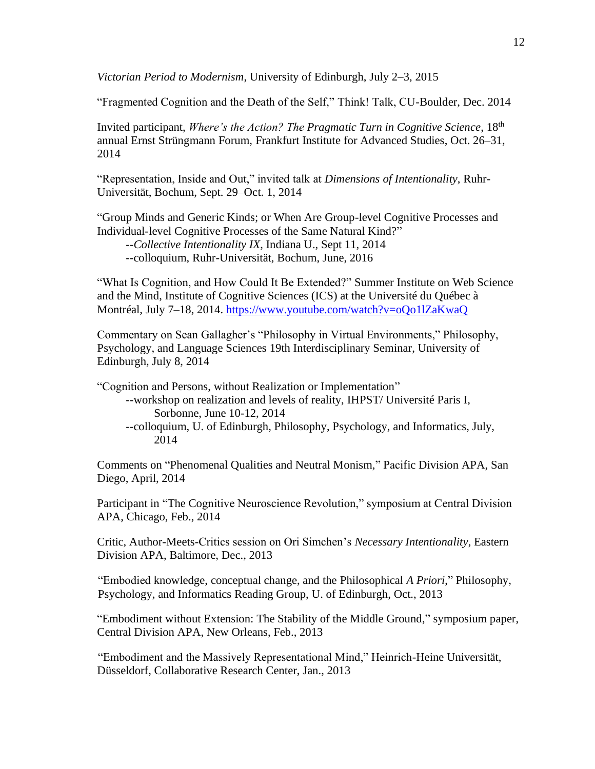*Victorian Period to Modernism*, University of Edinburgh, July 2–3, 2015

"Fragmented Cognition and the Death of the Self," Think! Talk, CU-Boulder, Dec. 2014

Invited participant, *Where's the Action? The Pragmatic Turn in Cognitive Science*, 18th annual Ernst Strüngmann Forum, Frankfurt Institute for Advanced Studies, Oct. 26–31, 2014

"Representation, Inside and Out," invited talk at *Dimensions of Intentionality*, Ruhr-Universität, Bochum, Sept. 29–Oct. 1, 2014

"Group Minds and Generic Kinds; or When Are Group-level Cognitive Processes and Individual-level Cognitive Processes of the Same Natural Kind?"
- --*Collective Intentionality IX*, Indiana U., Sept 11, 2014
- --colloquium, Ruhr-Universität, Bochum, June, 2016

"What Is Cognition, and How Could It Be Extended?" Summer Institute on Web Science and the Mind, Institute of Cognitive Sciences (ICS) at the Université du Québec à Montréal, July 7–18, 2014. https://www.youtube.com/watch?v=oQo1lZaKwaQ

Commentary on Sean Gallagher's "Philosophy in Virtual Environments," Philosophy, Psychology, and Language Sciences 19th Interdisciplinary Seminar, University of Edinburgh, July 8, 2014

"Cognition and Persons, without Realization or Implementation"
- --workshop on realization and levels of reality, IHPST/ Université Paris I, Sorbonne, June 10-12, 2014
- --colloquium, U. of Edinburgh, Philosophy, Psychology, and Informatics, July, 2014

Comments on "Phenomenal Qualities and Neutral Monism," Pacific Division APA, San Diego, April, 2014

Participant in "The Cognitive Neuroscience Revolution," symposium at Central Division APA, Chicago, Feb., 2014

Critic, Author-Meets-Critics session on Ori Simchen's *Necessary Intentionality*, Eastern Division APA, Baltimore, Dec., 2013

"Embodied knowledge, conceptual change, and the Philosophical *A Priori*," Philosophy, Psychology, and Informatics Reading Group, U. of Edinburgh, Oct., 2013

"Embodiment without Extension: The Stability of the Middle Ground," symposium paper, Central Division APA, New Orleans, Feb., 2013

"Embodiment and the Massively Representational Mind," Heinrich-Heine Universität, Düsseldorf, Collaborative Research Center, Jan., 2013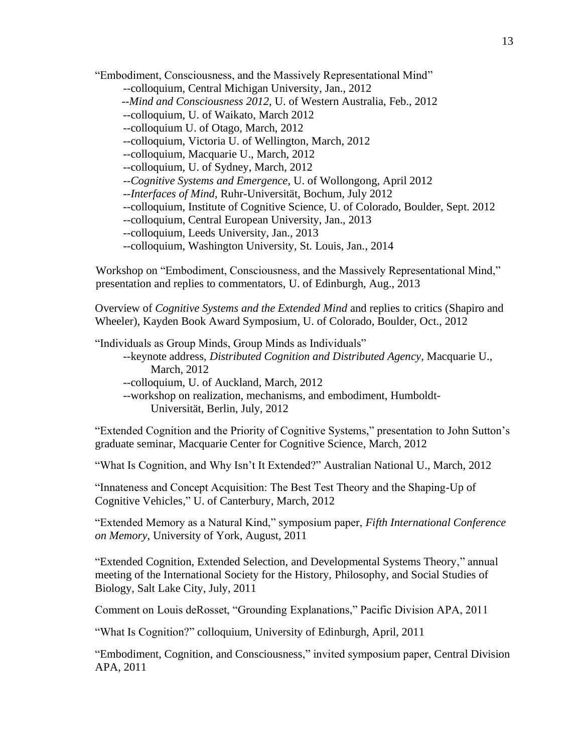"Embodiment, Consciousness, and the Massively Representational Mind"

--colloquium, Central Michigan University, Jan., 2012
--*Mind and Consciousness 2012*, U. of Western Australia, Feb., 2012
--colloquium, U. of Waikato, March 2012
--colloquium U. of Otago, March, 2012
--colloquium, Victoria U. of Wellington, March, 2012
--colloquium, Macquarie U., March, 2012
--colloquium, U. of Sydney, March, 2012
--*Cognitive Systems and Emergence*, U. of Wollongong, April 2012
--*Interfaces of Mind*, Ruhr-Universität, Bochum, July 2012
--colloquium, Institute of Cognitive Science, U. of Colorado, Boulder, Sept. 2012
--colloquium, Central European University, Jan., 2013
--colloquium, Leeds University, Jan., 2013
--colloquium, Washington University, St. Louis, Jan., 2014

Workshop on "Embodiment, Consciousness, and the Massively Representational Mind," presentation and replies to commentators, U. of Edinburgh, Aug., 2013

Overview of *Cognitive Systems and the Extended Mind* and replies to critics (Shapiro and Wheeler), Kayden Book Award Symposium, U. of Colorado, Boulder, Oct., 2012

"Individuals as Group Minds, Group Minds as Individuals"

--keynote address, *Distributed Cognition and Distributed Agency*, Macquarie U., March, 2012
--colloquium, U. of Auckland, March, 2012
--workshop on realization, mechanisms, and embodiment, Humboldt-Universität, Berlin, July, 2012

"Extended Cognition and the Priority of Cognitive Systems," presentation to John Sutton's graduate seminar, Macquarie Center for Cognitive Science, March, 2012

"What Is Cognition, and Why Isn't It Extended?" Australian National U., March, 2012

"Innateness and Concept Acquisition: The Best Test Theory and the Shaping-Up of Cognitive Vehicles," U. of Canterbury, March, 2012

"Extended Memory as a Natural Kind," symposium paper, *Fifth International Conference on Memory*, University of York, August, 2011

"Extended Cognition, Extended Selection, and Developmental Systems Theory," annual meeting of the International Society for the History, Philosophy, and Social Studies of Biology, Salt Lake City, July, 2011

Comment on Louis deRosset, "Grounding Explanations," Pacific Division APA, 2011

"What Is Cognition?" colloquium, University of Edinburgh, April, 2011

"Embodiment, Cognition, and Consciousness," invited symposium paper, Central Division APA, 2011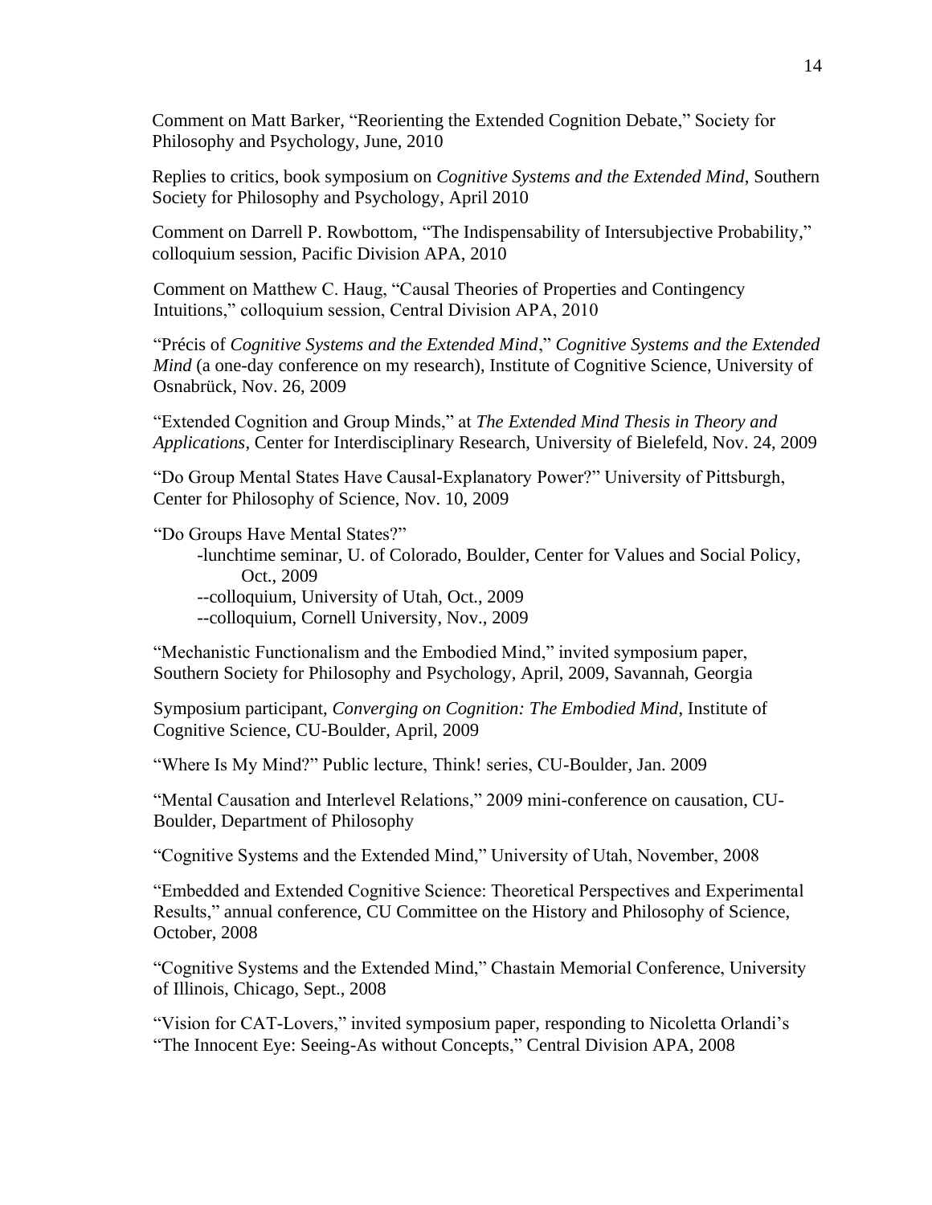Comment on Matt Barker, "Reorienting the Extended Cognition Debate," Society for Philosophy and Psychology, June, 2010

Replies to critics, book symposium on *Cognitive Systems and the Extended Mind*, Southern Society for Philosophy and Psychology, April 2010

Comment on Darrell P. Rowbottom, "The Indispensability of Intersubjective Probability," colloquium session, Pacific Division APA, 2010

Comment on Matthew C. Haug, "Causal Theories of Properties and Contingency Intuitions," colloquium session, Central Division APA, 2010

"Précis of *Cognitive Systems and the Extended Mind*," *Cognitive Systems and the Extended Mind* (a one-day conference on my research), Institute of Cognitive Science, University of Osnabrück, Nov. 26, 2009

"Extended Cognition and Group Minds," at *The Extended Mind Thesis in Theory and Applications*, Center for Interdisciplinary Research, University of Bielefeld, Nov. 24, 2009

"Do Group Mental States Have Causal-Explanatory Power?" University of Pittsburgh, Center for Philosophy of Science, Nov. 10, 2009

"Do Groups Have Mental States?"
- -lunchtime seminar, U. of Colorado, Boulder, Center for Values and Social Policy, Oct., 2009
- --colloquium, University of Utah, Oct., 2009
- --colloquium, Cornell University, Nov., 2009

"Mechanistic Functionalism and the Embodied Mind," invited symposium paper, Southern Society for Philosophy and Psychology, April, 2009, Savannah, Georgia

Symposium participant, *Converging on Cognition: The Embodied Mind*, Institute of Cognitive Science, CU-Boulder, April, 2009

"Where Is My Mind?" Public lecture, Think! series, CU-Boulder, Jan. 2009

"Mental Causation and Interlevel Relations," 2009 mini-conference on causation, CU-Boulder, Department of Philosophy

"Cognitive Systems and the Extended Mind," University of Utah, November, 2008

"Embedded and Extended Cognitive Science: Theoretical Perspectives and Experimental Results," annual conference, CU Committee on the History and Philosophy of Science, October, 2008

"Cognitive Systems and the Extended Mind," Chastain Memorial Conference, University of Illinois, Chicago, Sept., 2008

"Vision for CAT-Lovers," invited symposium paper, responding to Nicoletta Orlandi's "The Innocent Eye: Seeing-As without Concepts," Central Division APA, 2008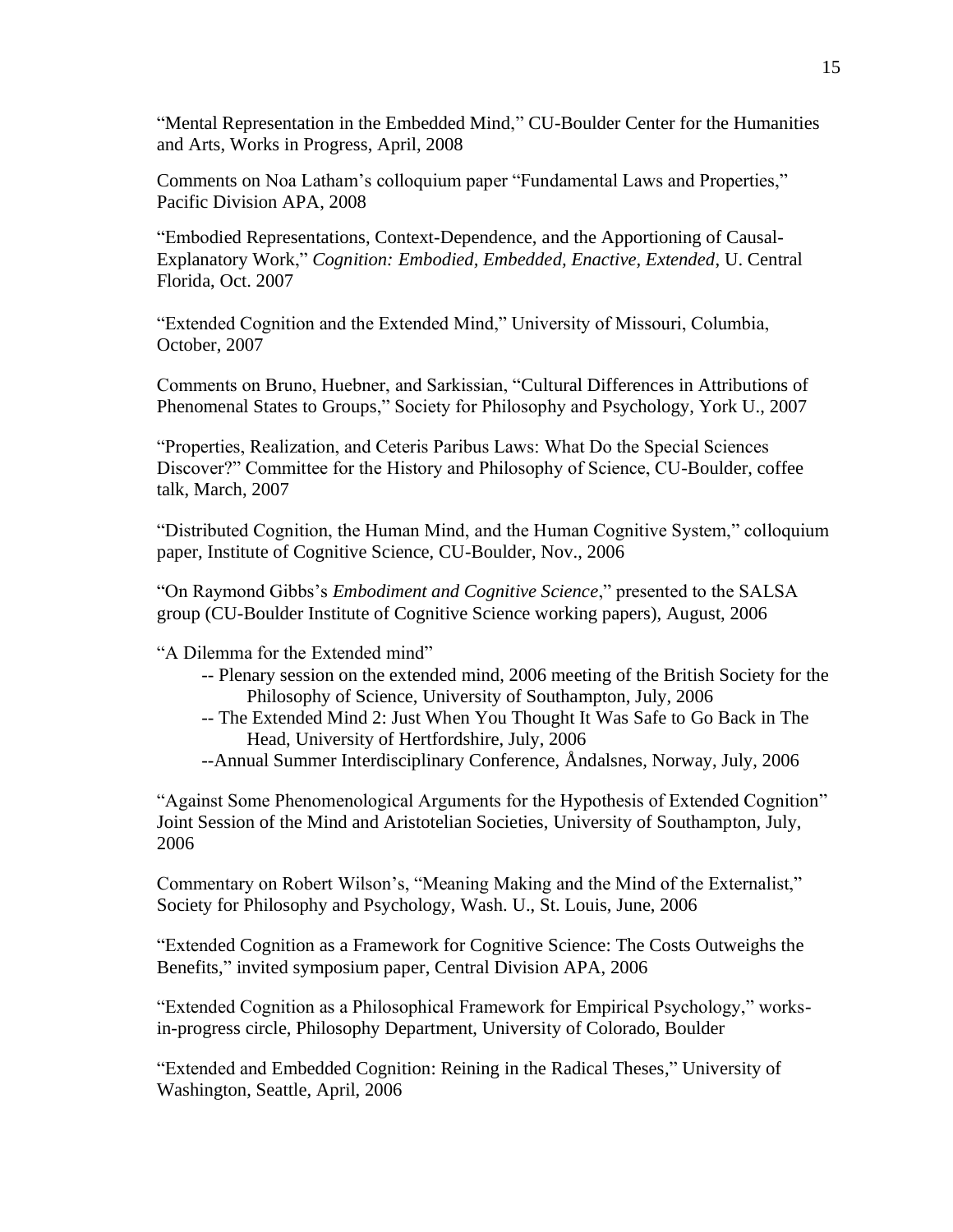"Mental Representation in the Embedded Mind," CU-Boulder Center for the Humanities and Arts, Works in Progress, April, 2008

Comments on Noa Latham's colloquium paper "Fundamental Laws and Properties," Pacific Division APA, 2008

"Embodied Representations, Context-Dependence, and the Apportioning of Causal-Explanatory Work," *Cognition: Embodied, Embedded, Enactive, Extended*, U. Central Florida, Oct. 2007

"Extended Cognition and the Extended Mind," University of Missouri, Columbia, October, 2007

Comments on Bruno, Huebner, and Sarkissian, "Cultural Differences in Attributions of Phenomenal States to Groups," Society for Philosophy and Psychology, York U., 2007

"Properties, Realization, and Ceteris Paribus Laws: What Do the Special Sciences Discover?" Committee for the History and Philosophy of Science, CU-Boulder, coffee talk, March, 2007

"Distributed Cognition, the Human Mind, and the Human Cognitive System," colloquium paper, Institute of Cognitive Science, CU-Boulder, Nov., 2006

"On Raymond Gibbs's *Embodiment and Cognitive Science*," presented to the SALSA group (CU-Boulder Institute of Cognitive Science working papers), August, 2006

"A Dilemma for the Extended mind"
- -- Plenary session on the extended mind, 2006 meeting of the British Society for the Philosophy of Science, University of Southampton, July, 2006
- -- The Extended Mind 2: Just When You Thought It Was Safe to Go Back in The Head, University of Hertfordshire, July, 2006
- --Annual Summer Interdisciplinary Conference, Åndalsnes, Norway, July, 2006

"Against Some Phenomenological Arguments for the Hypothesis of Extended Cognition" Joint Session of the Mind and Aristotelian Societies, University of Southampton, July, 2006

Commentary on Robert Wilson's, "Meaning Making and the Mind of the Externalist," Society for Philosophy and Psychology, Wash. U., St. Louis, June, 2006

"Extended Cognition as a Framework for Cognitive Science: The Costs Outweighs the Benefits," invited symposium paper, Central Division APA, 2006

"Extended Cognition as a Philosophical Framework for Empirical Psychology," works-in-progress circle, Philosophy Department, University of Colorado, Boulder

"Extended and Embedded Cognition: Reining in the Radical Theses," University of Washington, Seattle, April, 2006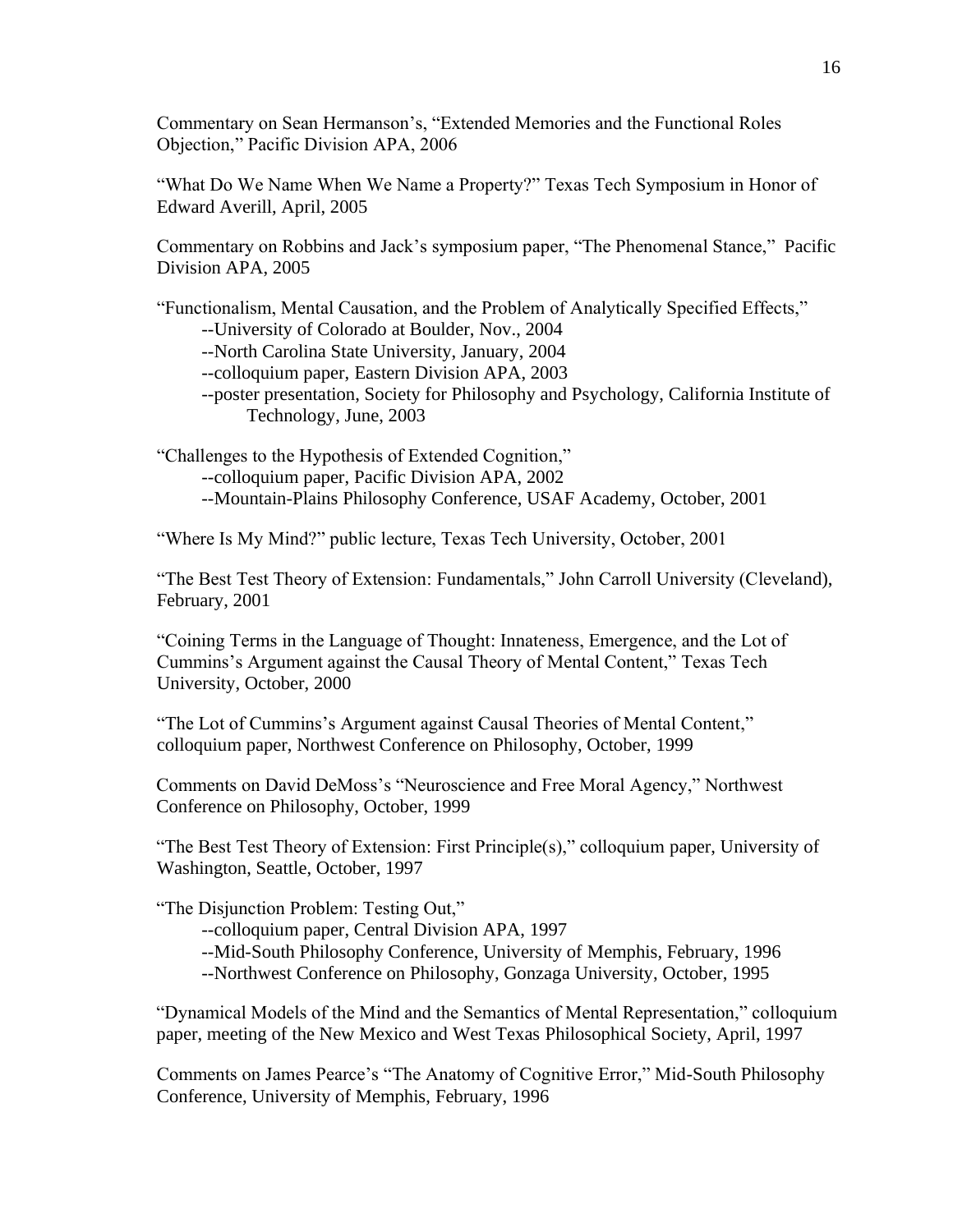Commentary on Sean Hermanson's, "Extended Memories and the Functional Roles Objection," Pacific Division APA, 2006

"What Do We Name When We Name a Property?" Texas Tech Symposium in Honor of Edward Averill, April, 2005

Commentary on Robbins and Jack's symposium paper, "The Phenomenal Stance," Pacific Division APA, 2005

"Functionalism, Mental Causation, and the Problem of Analytically Specified Effects,"
- --University of Colorado at Boulder, Nov., 2004
- --North Carolina State University, January, 2004
- --colloquium paper, Eastern Division APA, 2003
- --poster presentation, Society for Philosophy and Psychology, California Institute of Technology, June, 2003

"Challenges to the Hypothesis of Extended Cognition,"
- --colloquium paper, Pacific Division APA, 2002
- --Mountain-Plains Philosophy Conference, USAF Academy, October, 2001

"Where Is My Mind?" public lecture, Texas Tech University, October, 2001

"The Best Test Theory of Extension: Fundamentals," John Carroll University (Cleveland), February, 2001

"Coining Terms in the Language of Thought: Innateness, Emergence, and the Lot of Cummins's Argument against the Causal Theory of Mental Content," Texas Tech University, October, 2000

"The Lot of Cummins's Argument against Causal Theories of Mental Content," colloquium paper, Northwest Conference on Philosophy, October, 1999

Comments on David DeMoss's "Neuroscience and Free Moral Agency," Northwest Conference on Philosophy, October, 1999

"The Best Test Theory of Extension: First Principle(s)," colloquium paper, University of Washington, Seattle, October, 1997

"The Disjunction Problem: Testing Out,"
- --colloquium paper, Central Division APA, 1997
- --Mid-South Philosophy Conference, University of Memphis, February, 1996
- --Northwest Conference on Philosophy, Gonzaga University, October, 1995

"Dynamical Models of the Mind and the Semantics of Mental Representation," colloquium paper, meeting of the New Mexico and West Texas Philosophical Society, April, 1997

Comments on James Pearce's "The Anatomy of Cognitive Error," Mid-South Philosophy Conference, University of Memphis, February, 1996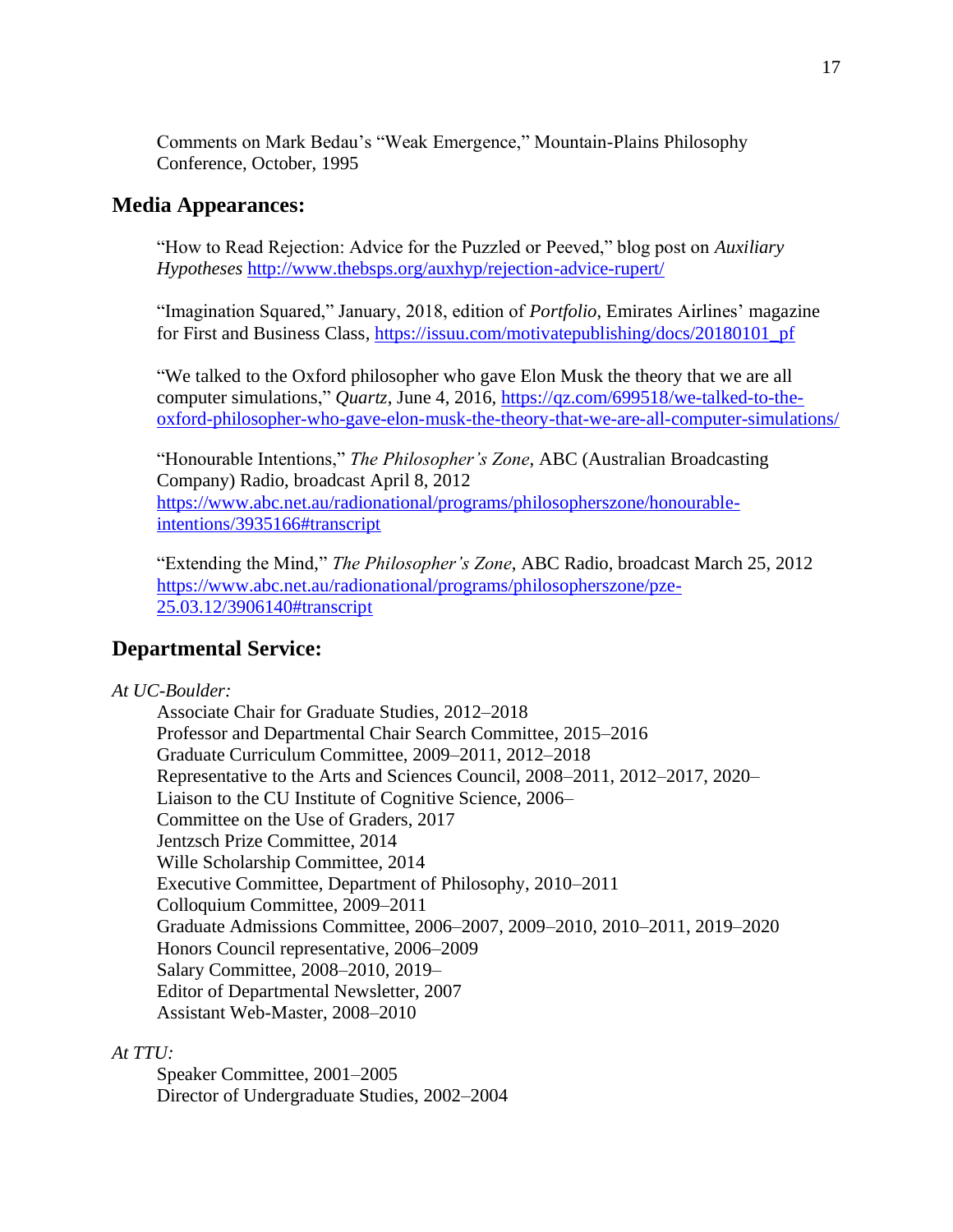Comments on Mark Bedau's "Weak Emergence," Mountain-Plains Philosophy Conference, October, 1995

## Media Appearances:

"How to Read Rejection: Advice for the Puzzled or Peeved," blog post on *Auxiliary Hypotheses* http://www.thebsps.org/auxhyp/rejection-advice-rupert/

"Imagination Squared," January, 2018, edition of *Portfolio*, Emirates Airlines' magazine for First and Business Class, https://issuu.com/motivatepublishing/docs/20180101_pf

"We talked to the Oxford philosopher who gave Elon Musk the theory that we are all computer simulations," *Quartz*, June 4, 2016, https://qz.com/699518/we-talked-to-the-oxford-philosopher-who-gave-elon-musk-the-theory-that-we-are-all-computer-simulations/

"Honourable Intentions," *The Philosopher's Zone*, ABC (Australian Broadcasting Company) Radio, broadcast April 8, 2012 https://www.abc.net.au/radionational/programs/philosopherszone/honourable-intentions/3935166#transcript

"Extending the Mind," *The Philosopher's Zone*, ABC Radio, broadcast March 25, 2012 https://www.abc.net.au/radionational/programs/philosopherszone/pze-25.03.12/3906140#transcript

## Departmental Service:

*At UC-Boulder:*

Associate Chair for Graduate Studies, 2012–2018
Professor and Departmental Chair Search Committee, 2015–2016
Graduate Curriculum Committee, 2009–2011, 2012–2018
Representative to the Arts and Sciences Council, 2008–2011, 2012–2017, 2020–
Liaison to the CU Institute of Cognitive Science, 2006–
Committee on the Use of Graders, 2017
Jentzsch Prize Committee, 2014
Wille Scholarship Committee, 2014
Executive Committee, Department of Philosophy, 2010–2011
Colloquium Committee, 2009–2011
Graduate Admissions Committee, 2006–2007, 2009–2010, 2010–2011, 2019–2020
Honors Council representative, 2006–2009
Salary Committee, 2008–2010, 2019–
Editor of Departmental Newsletter, 2007
Assistant Web-Master, 2008–2010

*At TTU:*

Speaker Committee, 2001–2005
Director of Undergraduate Studies, 2002–2004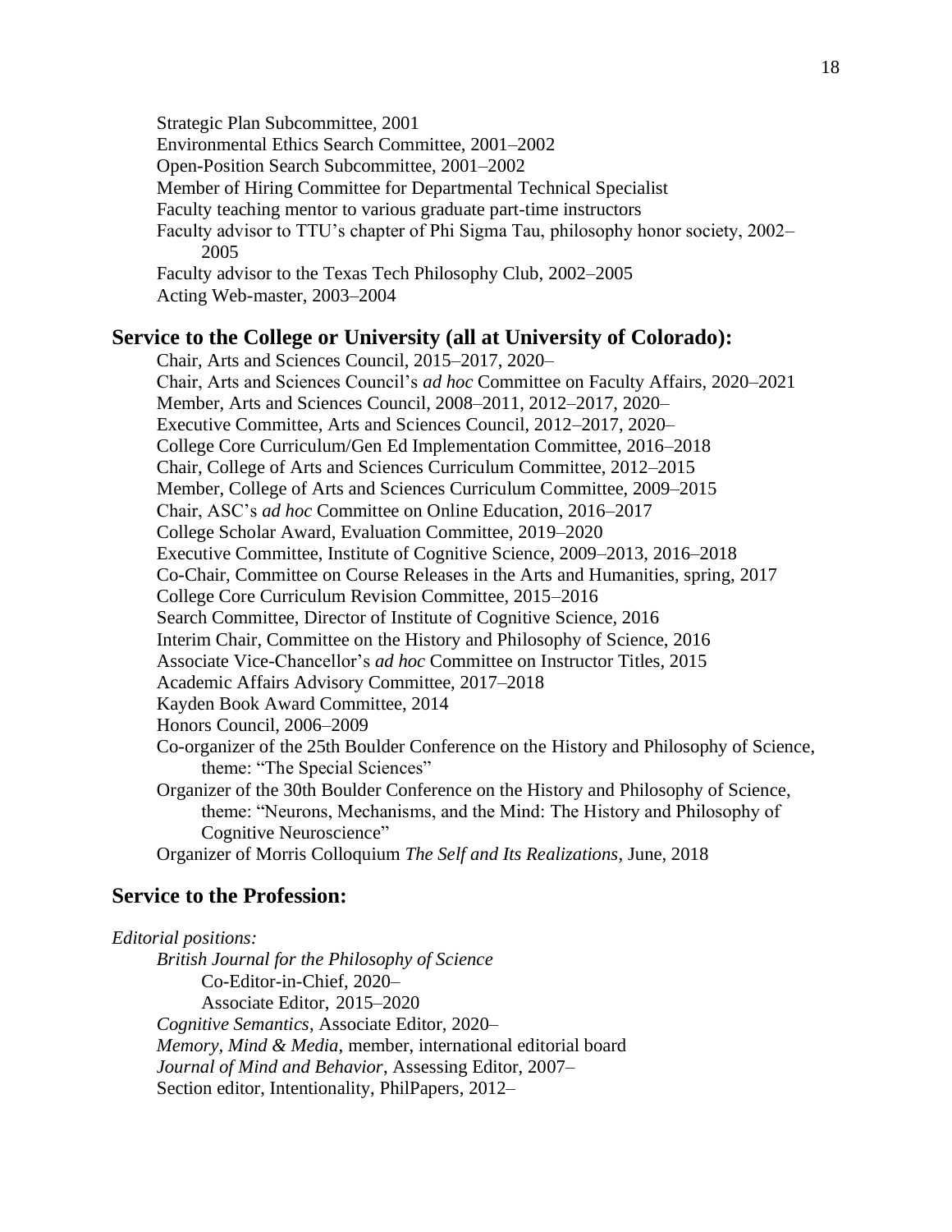Strategic Plan Subcommittee, 2001
Environmental Ethics Search Committee, 2001–2002
Open-Position Search Subcommittee, 2001–2002
Member of Hiring Committee for Departmental Technical Specialist
Faculty teaching mentor to various graduate part-time instructors
Faculty advisor to TTU's chapter of Phi Sigma Tau, philosophy honor society, 2002–2005
Faculty advisor to the Texas Tech Philosophy Club, 2002–2005
Acting Web-master, 2003–2004

## Service to the College or University (all at University of Colorado):

Chair, Arts and Sciences Council, 2015–2017, 2020–
Chair, Arts and Sciences Council's *ad hoc* Committee on Faculty Affairs, 2020–2021
Member, Arts and Sciences Council, 2008–2011, 2012–2017, 2020–
Executive Committee, Arts and Sciences Council, 2012–2017, 2020–
College Core Curriculum/Gen Ed Implementation Committee, 2016–2018
Chair, College of Arts and Sciences Curriculum Committee, 2012–2015
Member, College of Arts and Sciences Curriculum Committee, 2009–2015
Chair, ASC's *ad hoc* Committee on Online Education, 2016–2017
College Scholar Award, Evaluation Committee, 2019–2020
Executive Committee, Institute of Cognitive Science, 2009–2013, 2016–2018
Co-Chair, Committee on Course Releases in the Arts and Humanities, spring, 2017
College Core Curriculum Revision Committee, 2015–2016
Search Committee, Director of Institute of Cognitive Science, 2016
Interim Chair, Committee on the History and Philosophy of Science, 2016
Associate Vice-Chancellor's *ad hoc* Committee on Instructor Titles, 2015
Academic Affairs Advisory Committee, 2017–2018
Kayden Book Award Committee, 2014
Honors Council, 2006–2009
Co-organizer of the 25th Boulder Conference on the History and Philosophy of Science, theme: "The Special Sciences"
Organizer of the 30th Boulder Conference on the History and Philosophy of Science, theme: "Neurons, Mechanisms, and the Mind: The History and Philosophy of Cognitive Neuroscience"
Organizer of Morris Colloquium *The Self and Its Realizations*, June, 2018

## Service to the Profession:

*Editorial positions:*

*British Journal for the Philosophy of Science*
Co-Editor-in-Chief, 2020–
Associate Editor, 2015–2020
*Cognitive Semantics*, Associate Editor, 2020–
*Memory, Mind & Media*, member, international editorial board
*Journal of Mind and Behavior*, Assessing Editor, 2007–
Section editor, Intentionality, PhilPapers, 2012–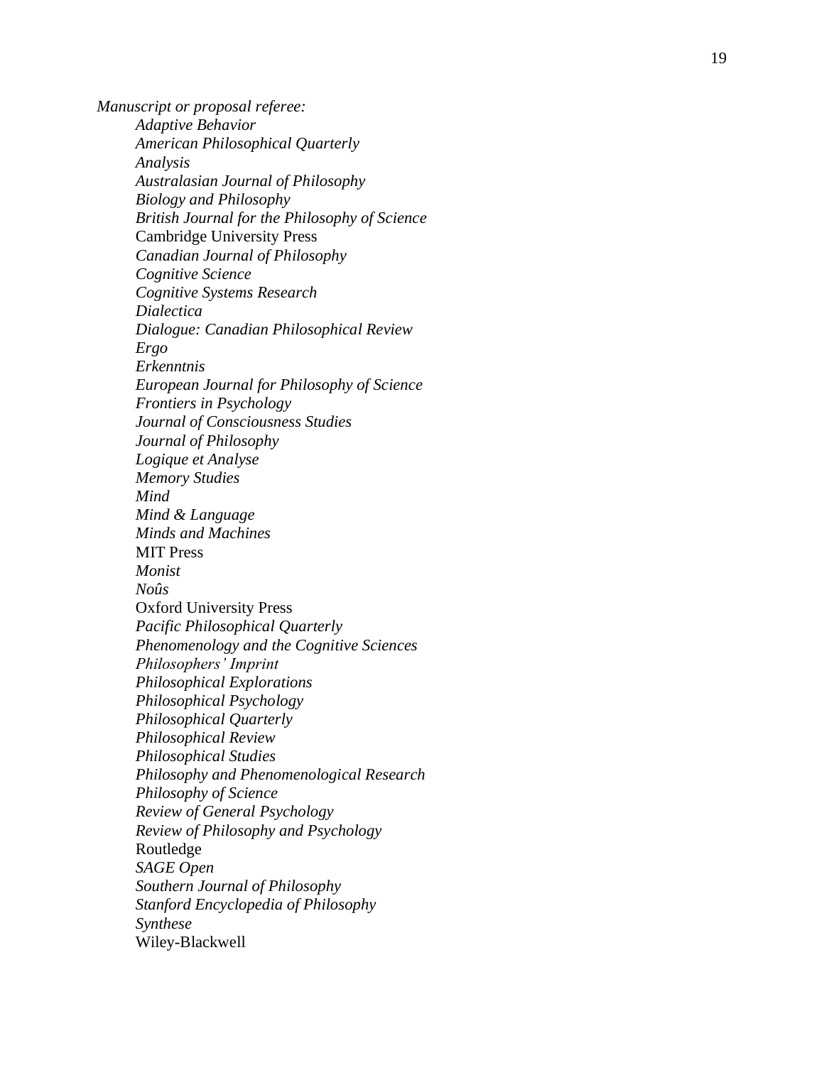*Manuscript or proposal referee:*

- *Adaptive Behavior*
- *American Philosophical Quarterly*
- *Analysis*
- *Australasian Journal of Philosophy*
- *Biology and Philosophy*
- *British Journal for the Philosophy of Science*
- Cambridge University Press
- *Canadian Journal of Philosophy*
- *Cognitive Science*
- *Cognitive Systems Research*
- *Dialectica*
- *Dialogue: Canadian Philosophical Review*
- *Ergo*
- *Erkenntnis*
- *European Journal for Philosophy of Science*
- *Frontiers in Psychology*
- *Journal of Consciousness Studies*
- *Journal of Philosophy*
- *Logique et Analyse*
- *Memory Studies*
- *Mind*
- *Mind & Language*
- *Minds and Machines*
- MIT Press
- *Monist*
- *Noûs*
- Oxford University Press
- *Pacific Philosophical Quarterly*
- *Phenomenology and the Cognitive Sciences*
- *Philosophers' Imprint*
- *Philosophical Explorations*
- *Philosophical Psychology*
- *Philosophical Quarterly*
- *Philosophical Review*
- *Philosophical Studies*
- *Philosophy and Phenomenological Research*
- *Philosophy of Science*
- *Review of General Psychology*
- *Review of Philosophy and Psychology*
- Routledge
- *SAGE Open*
- *Southern Journal of Philosophy*
- *Stanford Encyclopedia of Philosophy*
- *Synthese*
- Wiley-Blackwell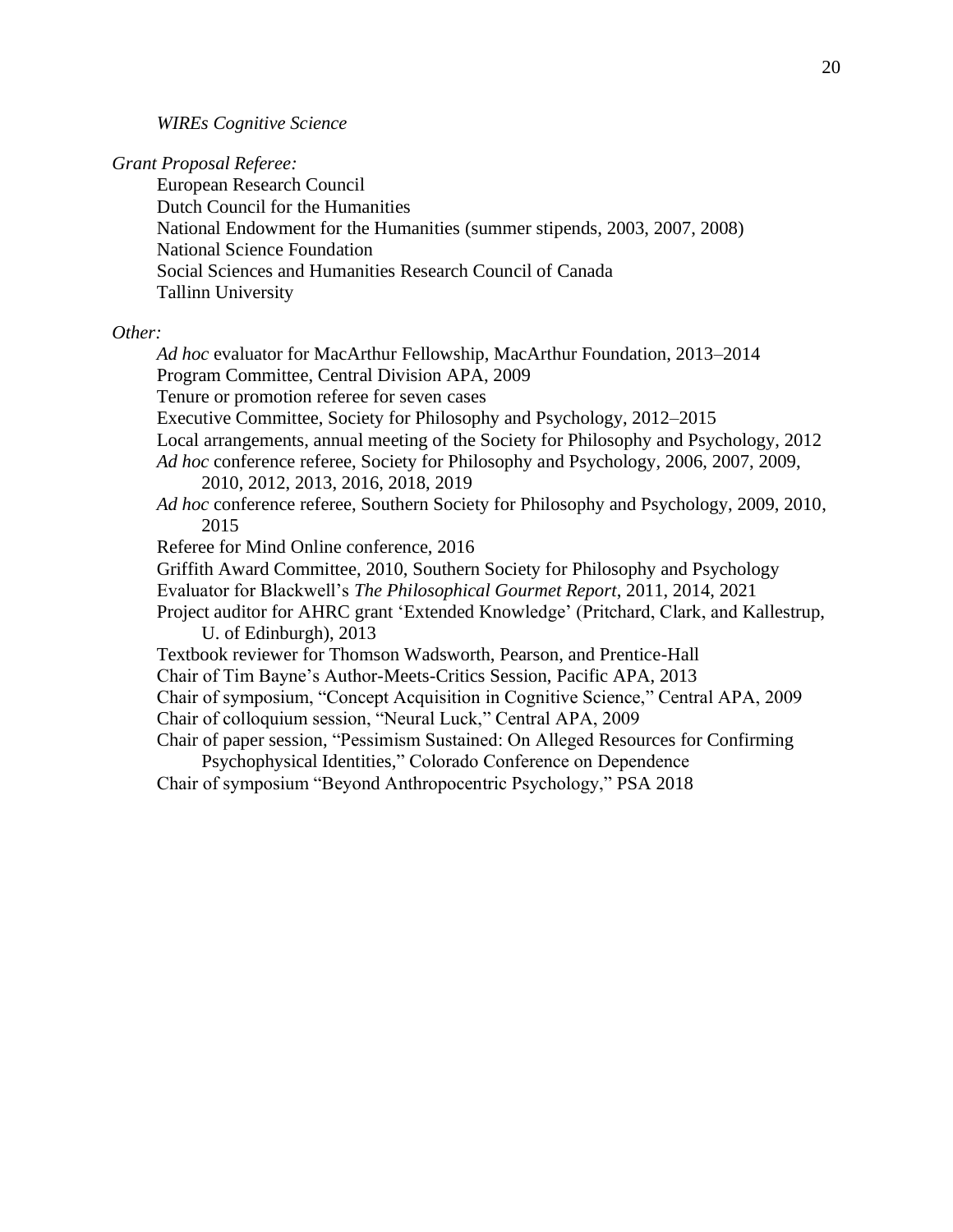*WIREs Cognitive Science*

*Grant Proposal Referee:*

European Research Council
Dutch Council for the Humanities
National Endowment for the Humanities (summer stipends, 2003, 2007, 2008)
National Science Foundation
Social Sciences and Humanities Research Council of Canada
Tallinn University

*Other:*

*Ad hoc* evaluator for MacArthur Fellowship, MacArthur Foundation, 2013–2014
Program Committee, Central Division APA, 2009
Tenure or promotion referee for seven cases
Executive Committee, Society for Philosophy and Psychology, 2012–2015
Local arrangements, annual meeting of the Society for Philosophy and Psychology, 2012
*Ad hoc* conference referee, Society for Philosophy and Psychology, 2006, 2007, 2009, 2010, 2012, 2013, 2016, 2018, 2019
*Ad hoc* conference referee, Southern Society for Philosophy and Psychology, 2009, 2010, 2015
Referee for Mind Online conference, 2016
Griffith Award Committee, 2010, Southern Society for Philosophy and Psychology
Evaluator for Blackwell's *The Philosophical Gourmet Report*, 2011, 2014, 2021
Project auditor for AHRC grant 'Extended Knowledge' (Pritchard, Clark, and Kallestrup, U. of Edinburgh), 2013
Textbook reviewer for Thomson Wadsworth, Pearson, and Prentice-Hall
Chair of Tim Bayne's Author-Meets-Critics Session, Pacific APA, 2013
Chair of symposium, "Concept Acquisition in Cognitive Science," Central APA, 2009
Chair of colloquium session, "Neural Luck," Central APA, 2009
Chair of paper session, "Pessimism Sustained: On Alleged Resources for Confirming Psychophysical Identities," Colorado Conference on Dependence
Chair of symposium "Beyond Anthropocentric Psychology," PSA 2018